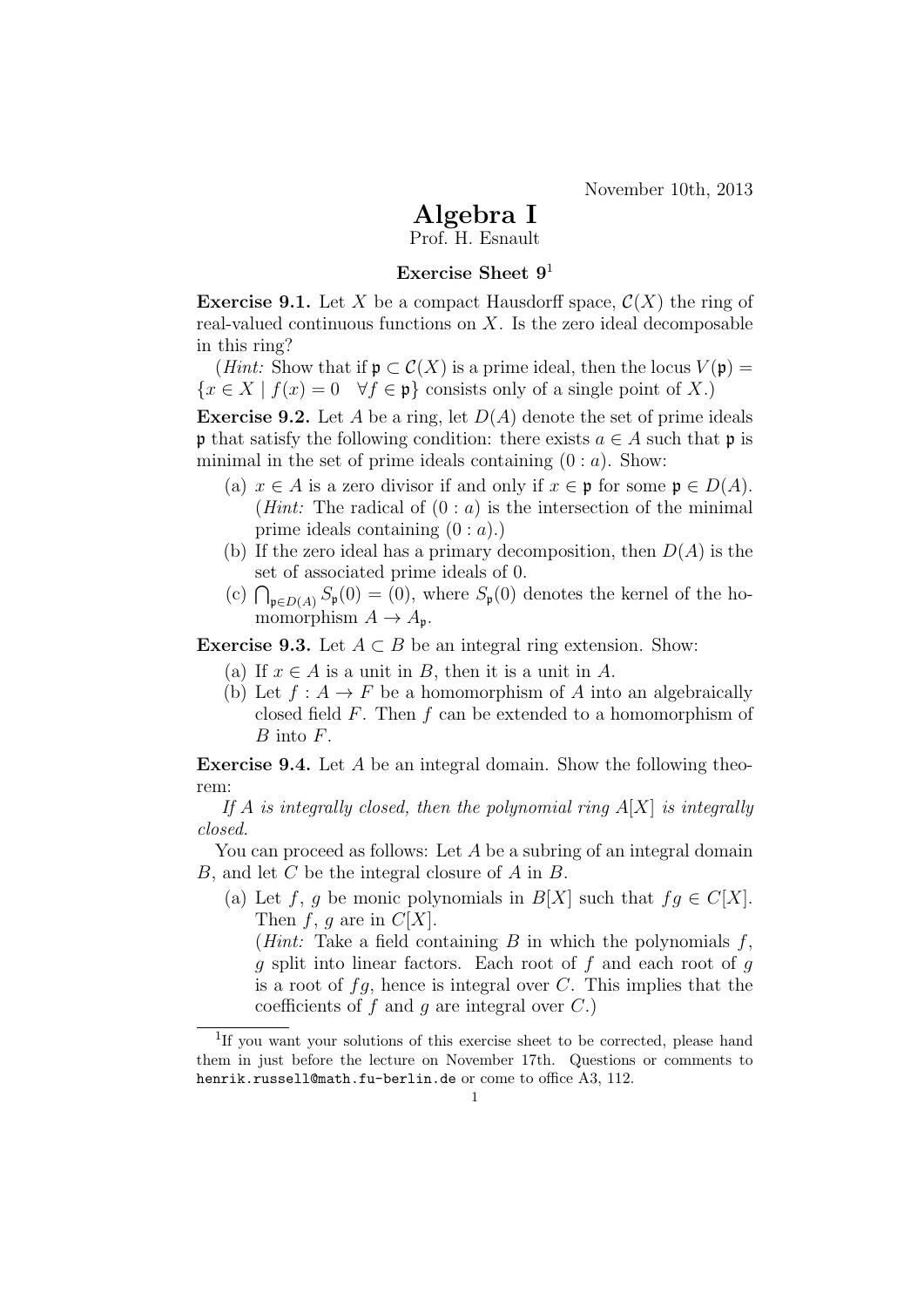November 10th, 2013

# Algebra I

Prof. H. Esnault

### Exercise Sheet 9[1]

**Exercise 9.1.** Let $X$ be a compact Hausdorff space, $\mathcal{C}(X)$ the ring of real-valued continuous functions on $X$. Is the zero ideal decomposable in this ring?

(*Hint:* Show that if $\mathfrak{p} \subset \mathcal{C}(X)$ is a prime ideal, then the locus $V(\mathfrak{p}) = \{x \in X \mid f(x) = 0 \quad \forall f \in \mathfrak{p}\}$ consists only of a single point of $X$.)

**Exercise 9.2.** Let $A$ be a ring, let $D(A)$ denote the set of prime ideals $\mathfrak{p}$ that satisfy the following condition: there exists $a \in A$ such that $\mathfrak{p}$ is minimal in the set of prime ideals containing $(0 : a)$. Show:

(a) $x \in A$ is a zero divisor if and only if $x \in \mathfrak{p}$ for some $\mathfrak{p} \in D(A)$. (*Hint:* The radical of $(0 : a)$ is the intersection of the minimal prime ideals containing $(0 : a)$.)

(b) If the zero ideal has a primary decomposition, then $D(A)$ is the set of associated prime ideals of 0.

(c) $\bigcap_{\mathfrak{p} \in D(A)} S_{\mathfrak{p}}(0) = (0)$, where $S_{\mathfrak{p}}(0)$ denotes the kernel of the homomorphism $A \to A_{\mathfrak{p}}$.

**Exercise 9.3.** Let $A \subset B$ be an integral ring extension. Show:

(a) If $x \in A$ is a unit in $B$, then it is a unit in $A$.

(b) Let $f : A \to F$ be a homomorphism of $A$ into an algebraically closed field $F$. Then $f$ can be extended to a homomorphism of $B$ into $F$.

**Exercise 9.4.** Let $A$ be an integral domain. Show the following theorem:

*If $A$ is integrally closed, then the polynomial ring $A[X]$ is integrally closed.*

You can proceed as follows: Let $A$ be a subring of an integral domain $B$, and let $C$ be the integral closure of $A$ in $B$.

(a) Let $f$, $g$ be monic polynomials in $B[X]$ such that $fg \in C[X]$. Then $f$, $g$ are in $C[X]$.
(*Hint:* Take a field containing $B$ in which the polynomials $f$, $g$ split into linear factors. Each root of $f$ and each root of $g$ is a root of $fg$, hence is integral over $C$. This implies that the coefficients of $f$ and $g$ are integral over $C$.)

---

[1] If you want your solutions of this exercise sheet to be corrected, please hand them in just before the lecture on November 17th. Questions or comments to henrik.russell@math.fu-berlin.de or come to office A3, 112.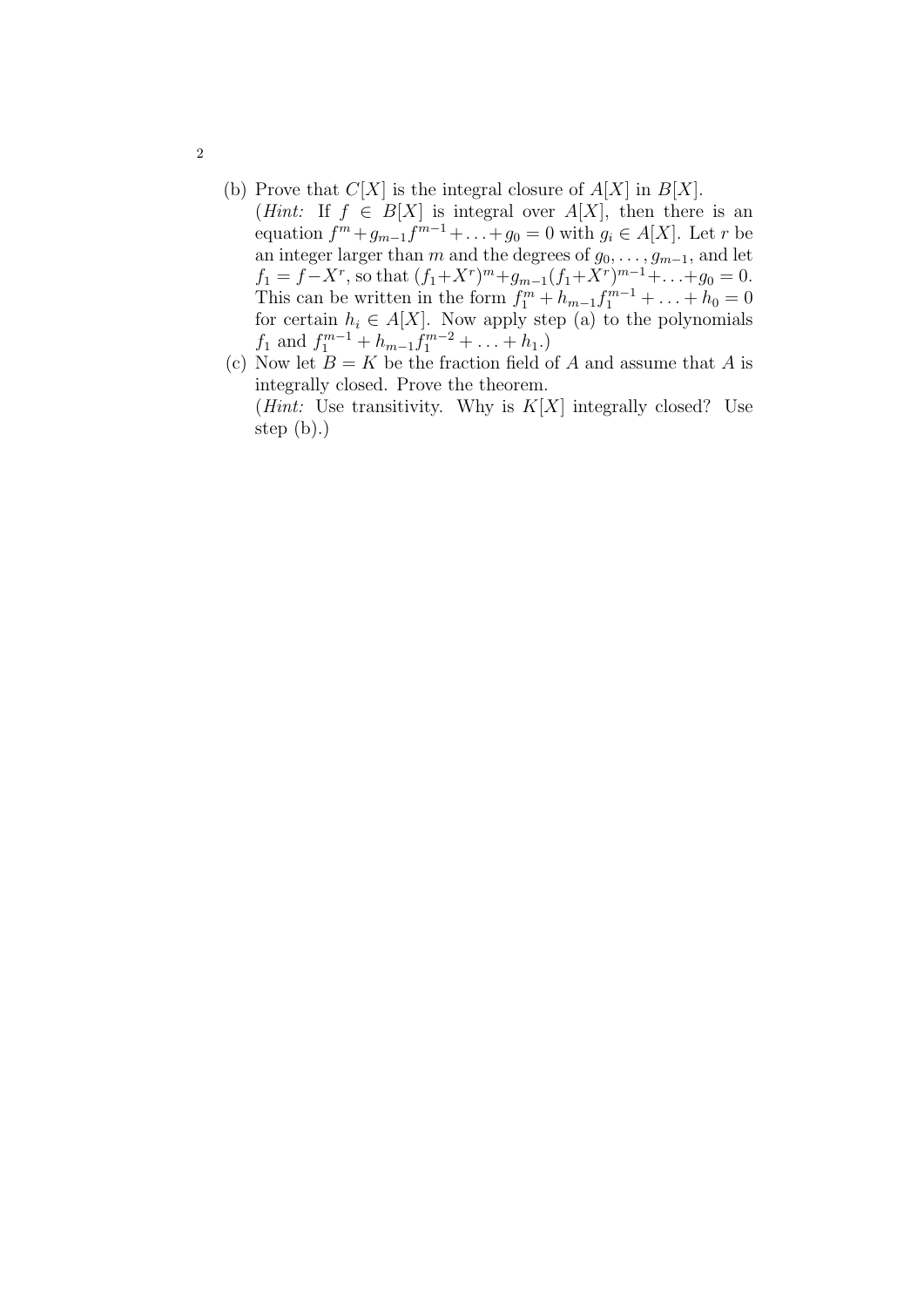(b) Prove that $C[X]$ is the integral closure of $A[X]$ in $B[X]$.
(*Hint:* If $f \in B[X]$ is integral over $A[X]$, then there is an equation $f^m + g_{m-1}f^{m-1} + \ldots + g_0 = 0$ with $g_i \in A[X]$. Let $r$ be an integer larger than $m$ and the degrees of $g_0, \ldots, g_{m-1}$, and let $f_1 = f - X^r$, so that $(f_1 + X^r)^m + g_{m-1}(f_1 + X^r)^{m-1} + \ldots + g_0 = 0$. This can be written in the form $f_1^m + h_{m-1}f_1^{m-1} + \ldots + h_0 = 0$ for certain $h_i \in A[X]$. Now apply step (a) to the polynomials $f_1$ and $f_1^{m-1} + h_{m-1}f_1^{m-2} + \ldots + h_1$.)

(c) Now let $B = K$ be the fraction field of $A$ and assume that $A$ is integrally closed. Prove the theorem.
(*Hint:* Use transitivity. Why is $K[X]$ integrally closed? Use step (b).)